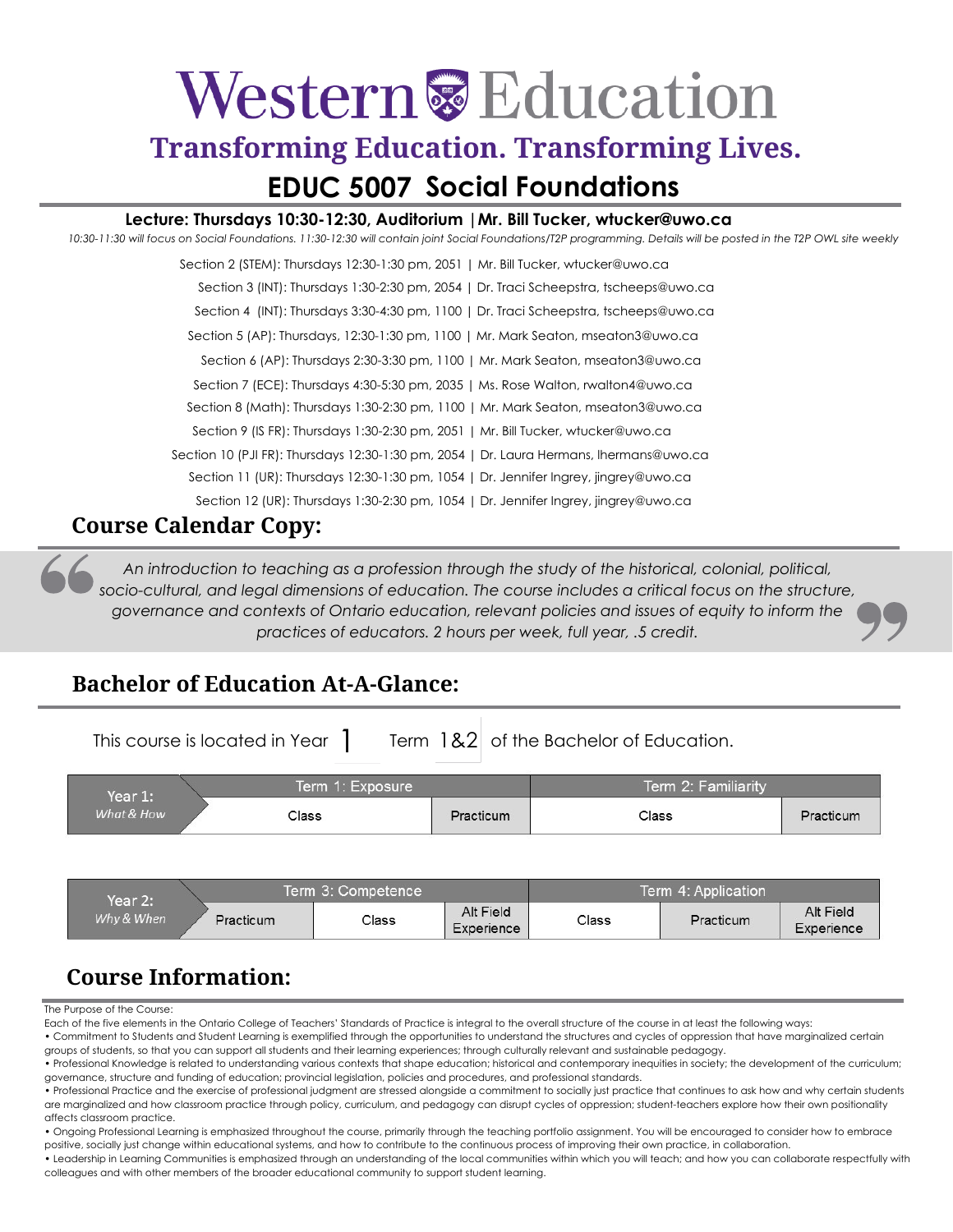# Western Education

## Transforming Education. Transforming Lives.

# EDUC 5007 Social Foundations

**Lecture: Thursdays 10:30-12:30, Auditorium | Mr. Bill Tucker, wtucker@uwo.ca**

*10:30-11:30 will focus on Social Foundations. 11:30-12:30 will contain joint Social Foundations/T2P programming. Details will be posted in the T2P OWL site weekly*

Section 2 (STEM): Thursdays 12:30-1:30 pm, 2051 | Mr. Bill Tucker, wtucker@uwo.ca

Section 3 (INT): Thursdays 1:30-2:30 pm, 2054 | Dr. Traci Scheepstra, tscheeps@uwo.ca

Section 4 (INT): Thursdays 3:30-4:30 pm, 1100 | Dr. Traci Scheepstra, tscheeps@uwo.ca

Section 5 (AP): Thursdays, 12:30-1:30 pm, 1100 | Mr. Mark Seaton, mseaton3@uwo.ca

Section 6 (AP): Thursdays 2:30-3:30 pm, 1100 | Mr. Mark Seaton, mseaton3@uwo.ca

Section 7 (ECE): Thursdays 4:30-5:30 pm, 2035 | Ms. Rose Walton, rwalton4@uwo.ca

Section 8 (Math): Thursdays 1:30-2:30 pm, 1100 | Mr. Mark Seaton, mseaton3@uwo.ca

Section 9 (IS FR): Thursdays 1:30-2:30 pm, 2051 | Mr. Bill Tucker, wtucker@uwo.ca

Section 10 (PJI FR): Thursdays 12:30-1:30 pm, 2054 | Dr. Laura Hermans, lhermans@uwo.ca

Section 11 (UR): Thursdays 12:30-1:30 pm, 1054 | Dr. Jennifer Ingrey, jingrey@uwo.ca

Section 12 (UR): Thursdays 1:30-2:30 pm, 1054 | Dr. Jennifer Ingrey, jingrey@uwo.ca

## Course Calendar Copy:

> *An introduction to teaching as a profession through the study of the historical, colonial, political, socio-cultural, and legal dimensions of education. The course includes a critical focus on the structure, governance and contexts of Ontario education, relevant policies and issues of equity to inform the practices of educators. 2 hours per week, full year, .5 credit.*

## Bachelor of Education At-A-Glance:

This course is located in Year 1 Term 1&2 of the Bachelor of Education.

| Year 1: *What & How* | Term 1: Exposure | | Term 2: Familiarity | |
|---|---|---|---|---|
| | Class | Practicum | Class | Practicum |

| Year 2: *Why & When* | Term 3: Competence | | | Term 4: Application | | |
|---|---|---|---|---|---|---|
| | Practicum | Class | Alt Field Experience | Class | Practicum | Alt Field Experience |

## Course Information:

The Purpose of the Course:

Each of the five elements in the Ontario College of Teachers' Standards of Practice is integral to the overall structure of the course in at least the following ways:

- Commitment to Students and Student Learning is exemplified through the opportunities to understand the structures and cycles of oppression that have marginalized certain groups of students, so that you can support all students and their learning experiences; through culturally relevant and sustainable pedagogy.
- Professional Knowledge is related to understanding various contexts that shape education; historical and contemporary inequities in society; the development of the curriculum; governance, structure and funding of education; provincial legislation, policies and procedures, and professional standards.
- Professional Practice and the exercise of professional judgment are stressed alongside a commitment to socially just practice that continues to ask how and why certain students are marginalized and how classroom practice through policy, curriculum, and pedagogy can disrupt cycles of oppression; student-teachers explore how their own positionality affects classroom practice.
- Ongoing Professional Learning is emphasized throughout the course, primarily through the teaching portfolio assignment. You will be encouraged to consider how to embrace positive, socially just change within educational systems, and how to contribute to the continuous process of improving their own practice, in collaboration.
- Leadership in Learning Communities is emphasized through an understanding of the local communities within which you will teach; and how you can collaborate respectfully with colleagues and with other members of the broader educational community to support student learning.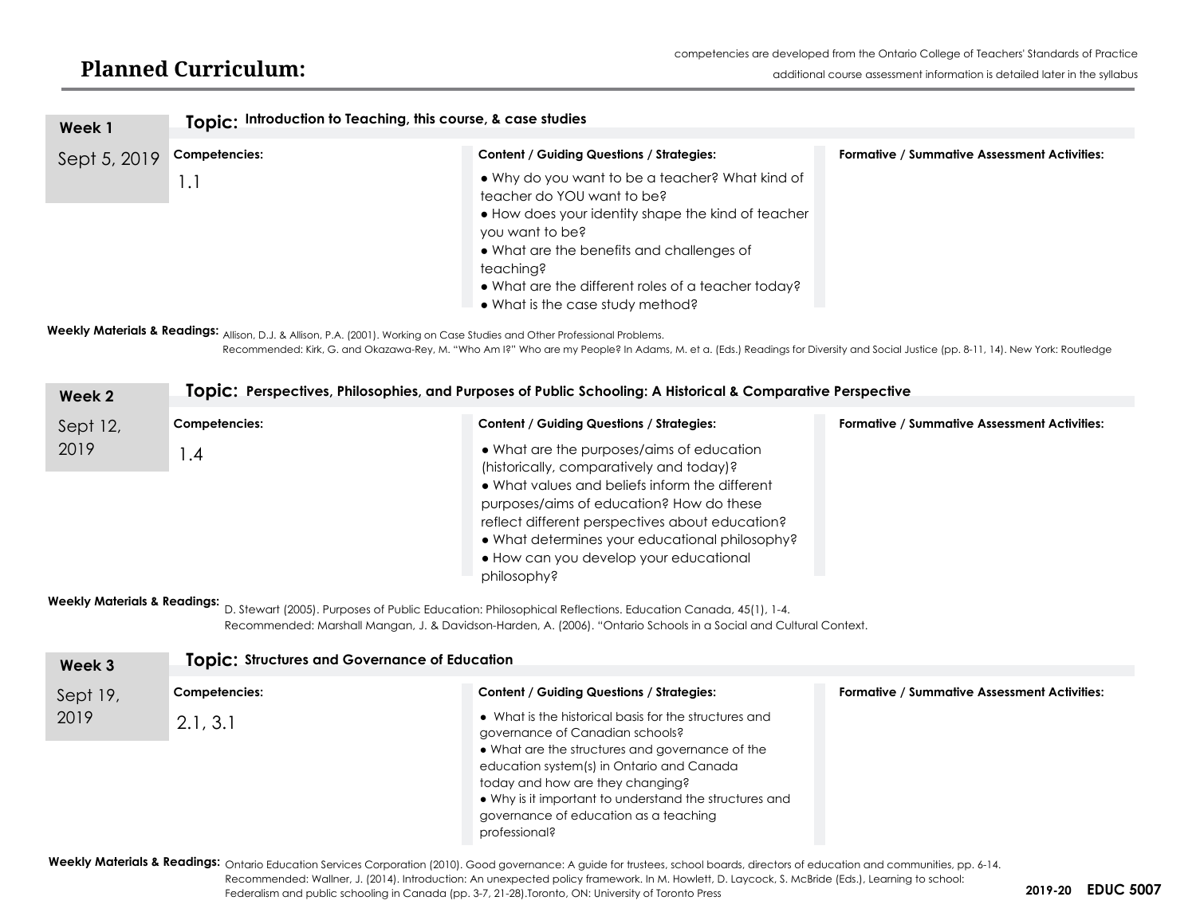# Planned Curriculum:

competencies are developed from the Ontario College of Teachers' Standards of Practice

additional course assessment information is detailed later in the syllabus

## Week 1

**Sept 5, 2019**

**Topic:** Introduction to Teaching, this course, & case studies

| Competencies: | Content / Guiding Questions / Strategies: | Formative / Summative Assessment Activities: |
|---|---|---|
| 1.1 | • Why do you want to be a teacher? What kind of teacher do YOU want to be?<br>• How does your identity shape the kind of teacher you want to be?<br>• What are the benefits and challenges of teaching?<br>• What are the different roles of a teacher today?<br>• What is the case study method? | |

**Weekly Materials & Readings:** Allison, D.J. & Allison, P.A. (2001). Working on Case Studies and Other Professional Problems.
Recommended: Kirk, G. and Okazawa-Rey, M. "Who Am I?" Who are my People? In Adams, M. et a. (Eds.) Readings for Diversity and Social Justice (pp. 8-11, 14). New York: Routledge

## Week 2

**Sept 12, 2019**

**Topic:** Perspectives, Philosophies, and Purposes of Public Schooling: A Historical & Comparative Perspective

| Competencies: | Content / Guiding Questions / Strategies: | Formative / Summative Assessment Activities: |
|---|---|---|
| 1.4 | • What are the purposes/aims of education (historically, comparatively and today)?<br>• What values and beliefs inform the different purposes/aims of education? How do these reflect different perspectives about education?<br>• What determines your educational philosophy?<br>• How can you develop your educational philosophy? | |

**Weekly Materials & Readings:** D. Stewart (2005). Purposes of Public Education: Philosophical Reflections. Education Canada, 45(1), 1-4.
Recommended: Marshall Mangan, J. & Davidson-Harden, A. (2006). "Ontario Schools in a Social and Cultural Context.

## Week 3

**Sept 19, 2019**

**Topic:** Structures and Governance of Education

| Competencies: | Content / Guiding Questions / Strategies: | Formative / Summative Assessment Activities: |
|---|---|---|
| 2.1, 3.1 | • What is the historical basis for the structures and governance of Canadian schools?<br>• What are the structures and governance of the education system(s) in Ontario and Canada today and how are they changing?<br>• Why is it important to understand the structures and governance of education as a teaching professional? | |

**Weekly Materials & Readings:** Ontario Education Services Corporation (2010). Good governance: A guide for trustees, school boards, directors of education and communities, pp. 6-14.
Recommended: Wallner, J. (2014). Introduction: An unexpected policy framework. In M. Howlett, D. Laycock, S. McBride (Eds.), Learning to school: Federalism and public schooling in Canada (pp. 3-7, 21-28).Toronto, ON: University of Toronto Press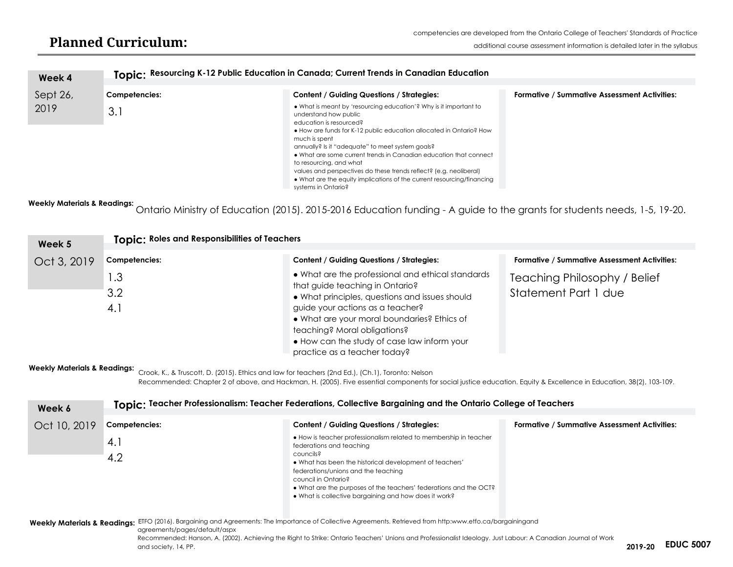## Planned Curriculum:

competencies are developed from the Ontario College of Teachers' Standards of Practice

additional course assessment information is detailed later in the syllabus

### Week 4 — Sept 26, 2019

**Topic: Resourcing K-12 Public Education in Canada; Current Trends in Canadian Education**

| Competencies: | Content / Guiding Questions / Strategies: | Formative / Summative Assessment Activities: |
|---|---|---|
| 3.1 | • What is meant by 'resourcing education'? Why is it important to understand how public education is resourced?<br>• How are funds for K-12 public education allocated in Ontario? How much is spent annually? Is it "adequate" to meet system goals?<br>• What are some current trends in Canadian education that connect to resourcing, and what values and perspectives do these trends reflect? (e.g. neoliberal)<br>• What are the equity implications of the current resourcing/financing systems in Ontario? | |

**Weekly Materials & Readings:** Ontario Ministry of Education (2015). 2015-2016 Education funding - A guide to the grants for students needs, 1-5, 19-20.

### Week 5 — Oct 3, 2019

**Topic: Roles and Responsibilities of Teachers**

| Competencies: | Content / Guiding Questions / Strategies: | Formative / Summative Assessment Activities: |
|---|---|---|
| 1.3<br>3.2<br>4.1 | • What are the professional and ethical standards that guide teaching in Ontario?<br>• What principles, questions and issues should guide your actions as a teacher?<br>• What are your moral boundaries? Ethics of teaching? Moral obligations?<br>• How can the study of case law inform your practice as a teacher today? | Teaching Philosophy / Belief Statement Part 1 due |

**Weekly Materials & Readings:** Crook, K., & Truscott, D. (2015). Ethics and law for teachers (2nd Ed.), (Ch.1), Toronto: Nelson

Recommended: Chapter 2 of above, and Hackman, H. (2005). Five essential components for social justice education. Equity & Excellence in Education, 38(2), 103-109.

### Week 6 — Oct 10, 2019

**Topic: Teacher Professionalism: Teacher Federations, Collective Bargaining and the Ontario College of Teachers**

| Competencies: | Content / Guiding Questions / Strategies: | Formative / Summative Assessment Activities: |
|---|---|---|
| 4.1<br>4.2 | • How is teacher professionalism related to membership in teacher federations and teaching councils?<br>• What has been the historical development of teachers' federations/unions and the teaching council in Ontario?<br>• What are the purposes of the teachers' federations and the OCT?<br>• What is collective bargaining and how does it work? | |

**Weekly Materials & Readings:** ETFO (2016). Bargaining and Agreements: The Importance of Collective Agreements. Retrieved from http:www.etfo.ca/bargainingand agreements/pages/default/aspx

Recommended: Hanson, A. (2002). Achieving the Right to Strike: Ontario Teachers' Unions and Professionalist Ideology. Just Labour: A Canadian Journal of Work and society, 14, PP.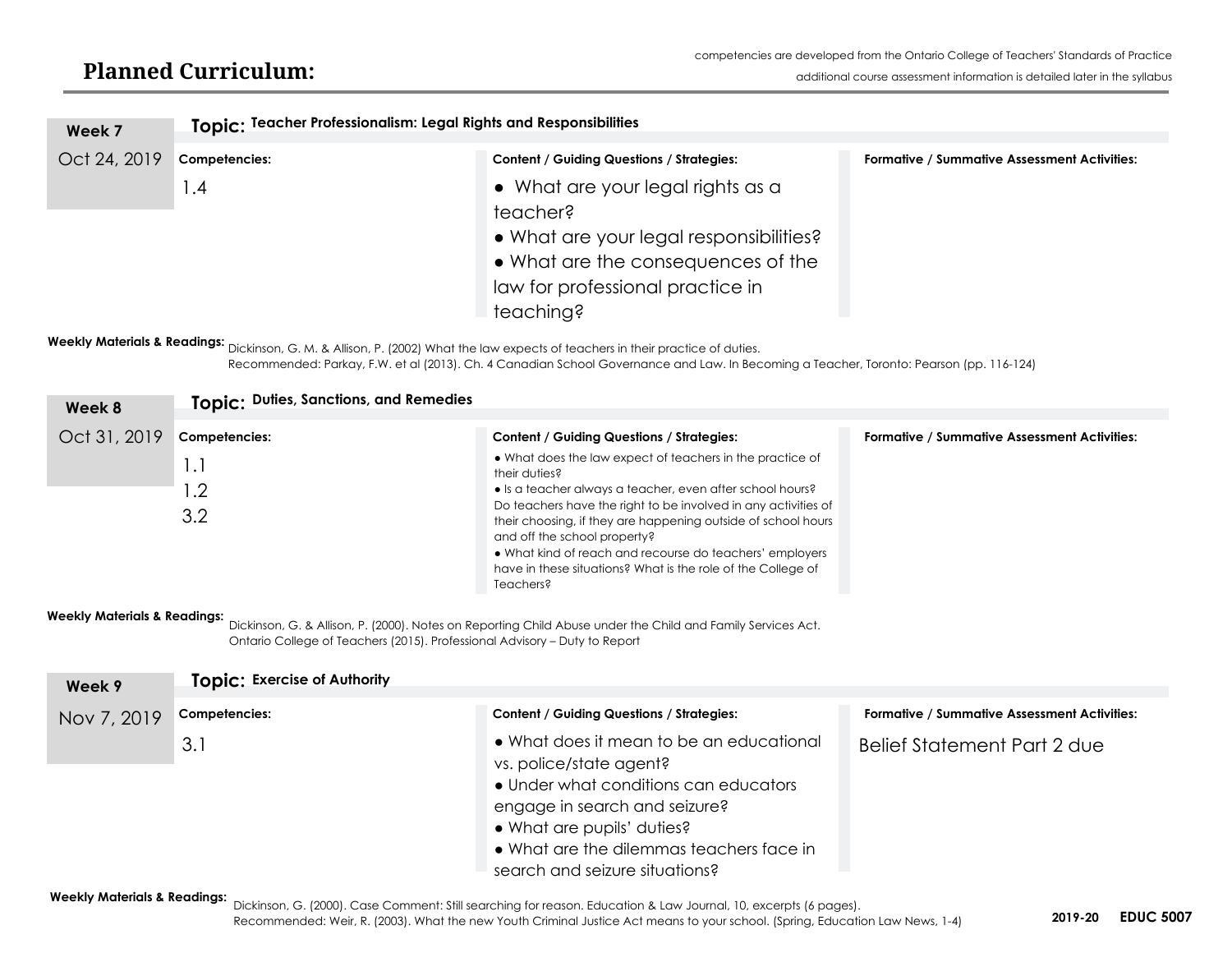## Planned Curriculum:

competencies are developed from the Ontario College of Teachers' Standards of Practice

additional course assessment information is detailed later in the syllabus

### Week 7 — Oct 24, 2019

**Topic:** Teacher Professionalism: Legal Rights and Responsibilities

| Competencies: | Content / Guiding Questions / Strategies: | Formative / Summative Assessment Activities: |
|---|---|---|
| 1.4 | • What are your legal rights as a teacher?<br>• What are your legal responsibilities?<br>• What are the consequences of the law for professional practice in teaching? | |

**Weekly Materials & Readings:** Dickinson, G. M. & Allison, P. (2002) What the law expects of teachers in their practice of duties.
Recommended: Parkay, F.W. et al (2013). Ch. 4 Canadian School Governance and Law. In Becoming a Teacher, Toronto: Pearson (pp. 116-124)

### Week 8 — Oct 31, 2019

**Topic:** Duties, Sanctions, and Remedies

| Competencies: | Content / Guiding Questions / Strategies: | Formative / Summative Assessment Activities: |
|---|---|---|
| 1.1<br>1.2<br>3.2 | • What does the law expect of teachers in the practice of their duties?<br>• Is a teacher always a teacher, even after school hours? Do teachers have the right to be involved in any activities of their choosing, if they are happening outside of school hours and off the school property?<br>• What kind of reach and recourse do teachers' employers have in these situations? What is the role of the College of Teachers? | |

**Weekly Materials & Readings:** Dickinson, G. & Allison, P. (2000). Notes on Reporting Child Abuse under the Child and Family Services Act.
Ontario College of Teachers (2015). Professional Advisory – Duty to Report

### Week 9 — Nov 7, 2019

**Topic:** Exercise of Authority

| Competencies: | Content / Guiding Questions / Strategies: | Formative / Summative Assessment Activities: |
|---|---|---|
| 3.1 | • What does it mean to be an educational vs. police/state agent?<br>• Under what conditions can educators engage in search and seizure?<br>• What are pupils' duties?<br>• What are the dilemmas teachers face in search and seizure situations? | Belief Statement Part 2 due |

**Weekly Materials & Readings:** Dickinson, G. (2000). Case Comment: Still searching for reason. Education & Law Journal, 10, excerpts (6 pages).
Recommended: Weir, R. (2003). What the new Youth Criminal Justice Act means to your school. (Spring, Education Law News, 1-4)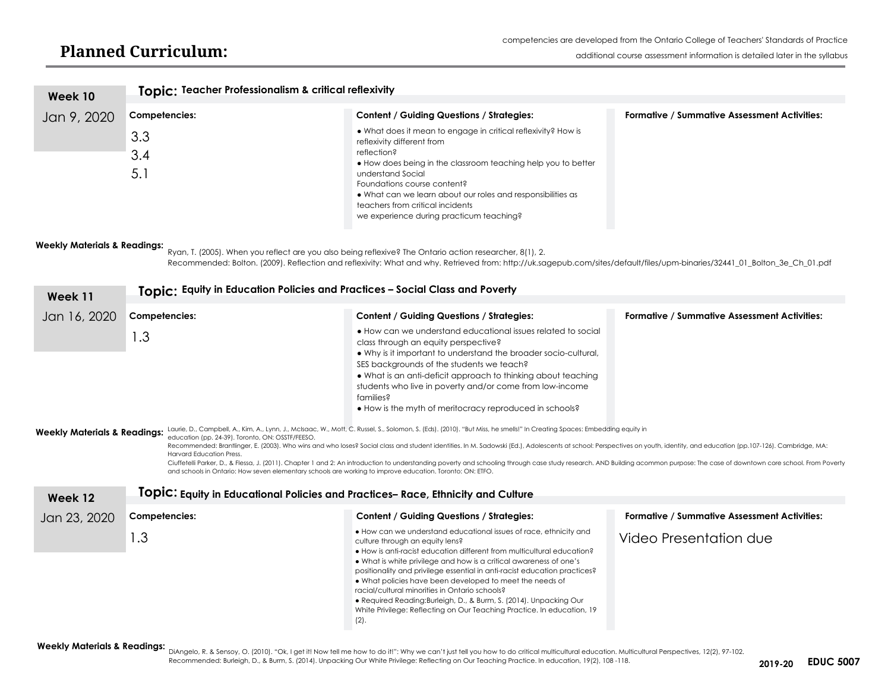# Planned Curriculum:

competencies are developed from the Ontario College of Teachers' Standards of Practice

additional course assessment information is detailed later in the syllabus

## Week 10 — Jan 9, 2020

**Topic: Teacher Professionalism & critical reflexivity**

| Competencies: | Content / Guiding Questions / Strategies: | Formative / Summative Assessment Activities: |
| --- | --- | --- |
| 3.3<br>3.4<br>5.1 | • What does it mean to engage in critical reflexivity? How is reflexivity different from reflection?<br>• How does being in the classroom teaching help you to better understand Social Foundations course content?<br>• What can we learn about our roles and responsibilities as teachers from critical incidents we experience during practicum teaching? | |

**Weekly Materials & Readings:** Ryan, T. (2005). When you reflect are you also being reflexive? The Ontario action researcher, 8(1), 2.
Recommended: Bolton. (2009). Reflection and reflexivity: What and why. Retrieved from: http://uk.sagepub.com/sites/default/files/upm-binaries/32441_01_Bolton_3e_Ch_01.pdf

## Week 11 — Jan 16, 2020

**Topic: Equity in Education Policies and Practices – Social Class and Poverty**

| Competencies: | Content / Guiding Questions / Strategies: | Formative / Summative Assessment Activities: |
| --- | --- | --- |
| 1.3 | • How can we understand educational issues related to social class through an equity perspective?<br>• Why is it important to understand the broader socio-cultural, SES backgrounds of the students we teach?<br>• What is an anti-deficit approach to thinking about teaching students who live in poverty and/or come from low-income families?<br>• How is the myth of meritocracy reproduced in schools? | |

**Weekly Materials & Readings:** Laurie, D., Campbell, A., Kim, A., Lynn, J., McIsaac, W., Mott, C. Russel, S., Solomon, S. (Eds). (2010). "But Miss, he smells!" In Creating Spaces: Embedding equity in education (pp. 24-39). Toronto, ON: OSSTF/FEESO.
Recommended: Brantlinger, E. (2003). Who wins and who loses? Social class and student identities. In M. Sadowski (Ed.), Adolescents at school: Perspectives on youth, identity, and education (pp.107-126). Cambridge, MA: Harvard Education Press.
Ciuffetelli Parker, D., & Flessa, J. (2011). Chapter 1 and 2: An introduction to understanding poverty and schooling through case study research. AND Building acommon purpose: The case of downtown core school. From Poverty and schools in Ontario: How seven elementary schools are working to improve education. Toronto: ON: ETFO.

## Week 12 — Jan 23, 2020

**Topic: Equity in Educational Policies and Practices– Race, Ethnicity and Culture**

| Competencies: | Content / Guiding Questions / Strategies: | Formative / Summative Assessment Activities: |
| --- | --- | --- |
| 1.3 | • How can we understand educational issues of race, ethnicity and culture through an equity lens?<br>• How is anti-racist education different from multicultural education?<br>• What is white privilege and how is a critical awareness of one's positionality and privilege essential in anti-racist education practices?<br>• What policies have been developed to meet the needs of racial/cultural minorities in Ontario schools?<br>• Required Reading:Burleigh, D., & Burm, S. (2014). Unpacking Our White Privilege: Reflecting on Our Teaching Practice. In education, 19 (2). | Video Presentation due |

**Weekly Materials & Readings:** DiAngelo, R. & Sensoy, O. (2010). "Ok, I get it! Now tell me how to do it!": Why we can't just tell you how to do critical multicultural education. Multicultural Perspectives, 12(2), 97-102.
Recommended: Burleigh, D., & Burm, S. (2014). Unpacking Our White Privilege: Reflecting on Our Teaching Practice. In education, 19(2), 108 -118.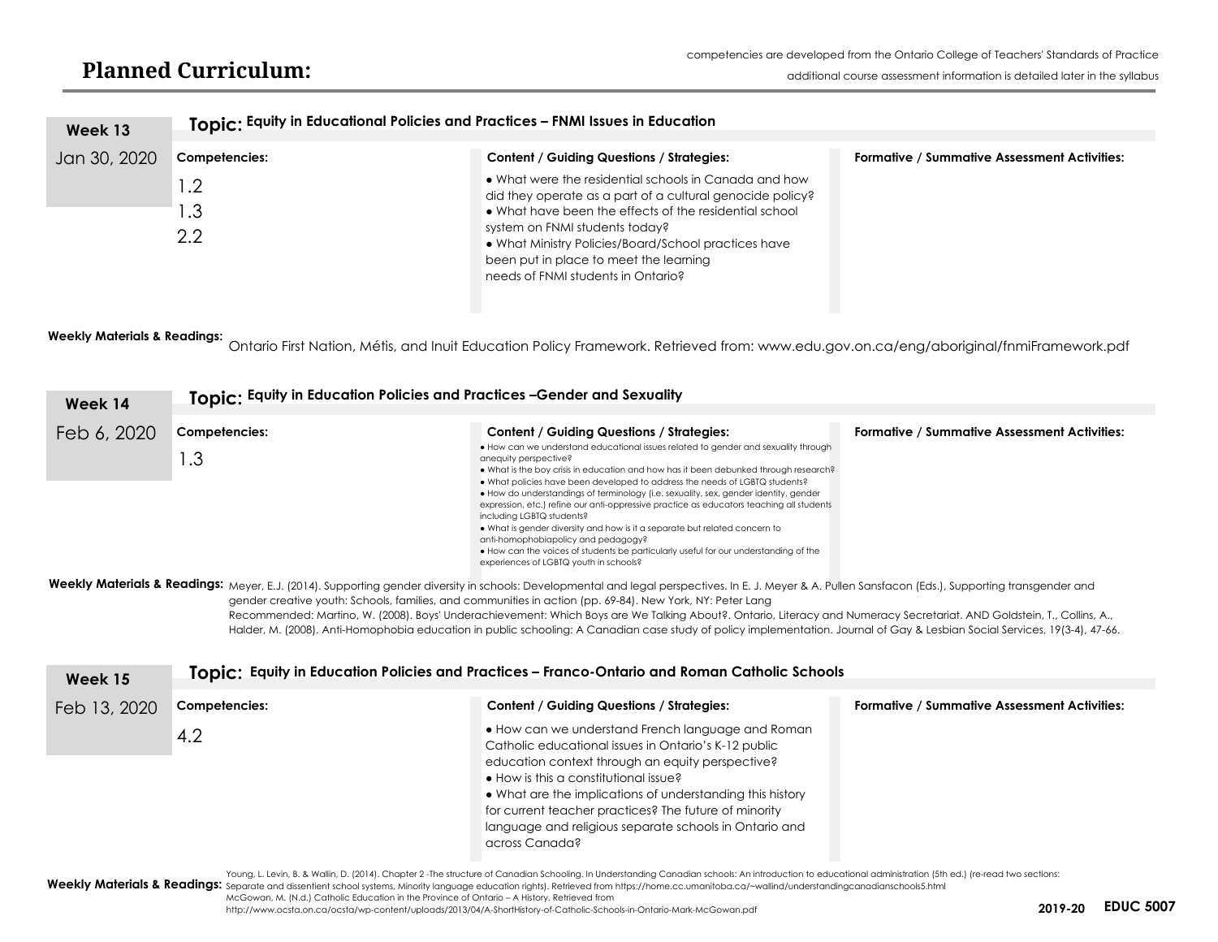# Planned Curriculum:

competencies are developed from the Ontario College of Teachers' Standards of Practice

additional course assessment information is detailed later in the syllabus

## Week 13

Jan 30, 2020

**Topic: Equity in Educational Policies and Practices – FNMI Issues in Education**

**Competencies:**

1.2
1.3
2.2

**Content / Guiding Questions / Strategies:**

- What were the residential schools in Canada and how did they operate as a part of a cultural genocide policy?
- What have been the effects of the residential school system on FNMI students today?
- What Ministry Policies/Board/School practices have been put in place to meet the learning needs of FNMI students in Ontario?

**Formative / Summative Assessment Activities:**

**Weekly Materials & Readings:** Ontario First Nation, Métis, and Inuit Education Policy Framework. Retrieved from: www.edu.gov.on.ca/eng/aboriginal/fnmiFramework.pdf

## Week 14

Feb 6, 2020

**Topic: Equity in Education Policies and Practices –Gender and Sexuality**

**Competencies:**

1.3

**Content / Guiding Questions / Strategies:**

- How can we understand educational issues related to gender and sexuality through anequity perspective?
- What is the boy crisis in education and how has it been debunked through research?
- What policies have been developed to address the needs of LGBTQ students?
- How do understandings of terminology (i.e. sexuality, sex, gender identity, gender expression, etc.) refine our anti-oppressive practice as educators teaching all students including LGBTQ students?
- What is gender diversity and how is it a separate but related concern to anti-homophobiapolicy and pedagogy?
- How can the voices of students be particularly useful for our understanding of the experiences of LGBTQ youth in schools?

**Formative / Summative Assessment Activities:**

**Weekly Materials & Readings:** Meyer, E.J. (2014). Supporting gender diversity in schools: Developmental and legal perspectives. In E. J. Meyer & A. Pullen Sansfacon (Eds.), Supporting transgender and gender creative youth: Schools, families, and communities in action (pp. 69-84). New York, NY: Peter Lang
Recommended: Martino, W. (2008). Boys' Underachievement: Which Boys are We Talking About?. Ontario, Literacy and Numeracy Secretariat. AND Goldstein, T., Collins, A., Halder, M. (2008). Anti-Homophobia education in public schooling: A Canadian case study of policy implementation. Journal of Gay & Lesbian Social Services, 19(3-4), 47-66.

## Week 15

Feb 13, 2020

**Topic: Equity in Education Policies and Practices – Franco-Ontario and Roman Catholic Schools**

**Competencies:**

4.2

**Content / Guiding Questions / Strategies:**

- How can we understand French language and Roman Catholic educational issues in Ontario's K-12 public education context through an equity perspective?
- How is this a constitutional issue?
- What are the implications of understanding this history for current teacher practices? The future of minority language and religious separate schools in Ontario and across Canada?

**Formative / Summative Assessment Activities:**

**Weekly Materials & Readings:** Young, L. Levin, B. & Wallin, D. (2014). Chapter 2 -The structure of Canadian Schooling. In Understanding Canadian schools: An introduction to educational administration (5th ed.) (re-read two sections: Separate and dissentient school systems, Minority language education rights). Retrieved from https://home.cc.umanitoba.ca/~wallind/understandingcanadianschools5.html
McGowan, M. (N.d.) Catholic Education in the Province of Ontario – A History. Retrieved from http://www.ocsta.on.ca/ocsta/wp-content/uploads/2013/04/A-ShortHistory-of-Catholic-Schools-in-Ontario-Mark-McGowan.pdf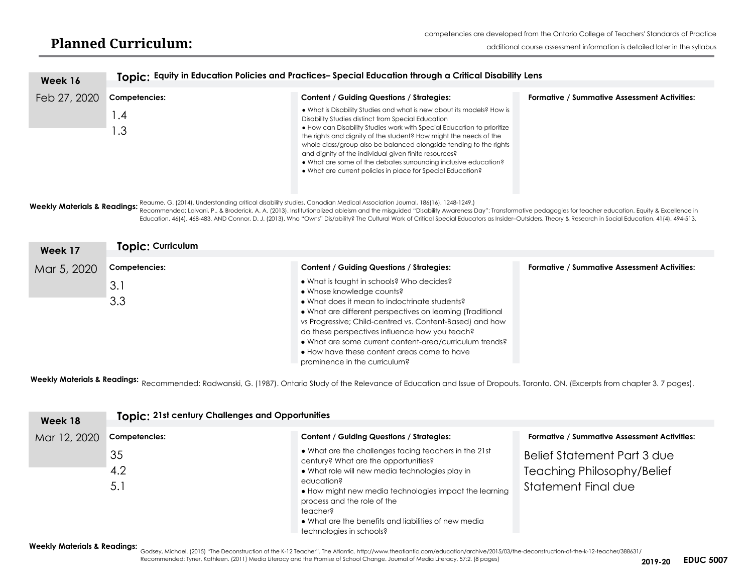# Planned Curriculum:

competencies are developed from the Ontario College of Teachers' Standards of Practice

additional course assessment information is detailed later in the syllabus

## Week 16 — Feb 27, 2020

**Topic: Equity in Education Policies and Practices– Special Education through a Critical Disability Lens**

| Competencies: | Content / Guiding Questions / Strategies: | Formative / Summative Assessment Activities: |
|---|---|---|
| 1.4<br>1.3 | • What is Disability Studies and what is new about its models? How is Disability Studies distinct from Special Education<br>• How can Disability Studies work with Special Education to prioritize the rights and dignity of the student? How might the needs of the whole class/group also be balanced alongside tending to the rights and dignity of the individual given finite resources?<br>• What are some of the debates surrounding inclusive education?<br>• What are current policies in place for Special Education? | |

**Weekly Materials & Readings:** Reaume, G. (2014). Understanding critical disability studies. Canadian Medical Association Journal, 186(16), 1248-1249.)
Recommended: Lalvani, P., & Broderick, A. A. (2013). Institutionalized ableism and the misguided "Disability Awareness Day": Transformative pedagogies for teacher education. Equity & Excellence in Education, 46(4), 468-483. AND Connor, D. J. (2013). Who "Owns" Dis/ability? The Cultural Work of Critical Special Educators as Insider–Outsiders. Theory & Research in Social Education, 41(4), 494-513.

## Week 17 — Mar 5, 2020

**Topic: Curriculum**

| Competencies: | Content / Guiding Questions / Strategies: | Formative / Summative Assessment Activities: |
|---|---|---|
| 3.1<br>3.3 | • What is taught in schools? Who decides?<br>• Whose knowledge counts?<br>• What does it mean to indoctrinate students?<br>• What are different perspectives on learning (Traditional vs Progressive; Child-centred vs. Content-Based) and how do these perspectives influence how you teach?<br>• What are some current content-area/curriculum trends?<br>• How have these content areas come to have prominence in the curriculum? | |

**Weekly Materials & Readings:** Recommended: Radwanski, G. (1987). Ontario Study of the Relevance of Education and Issue of Dropouts. Toronto. ON. (Excerpts from chapter 3. 7 pages).

## Week 18 — Mar 12, 2020

**Topic: 21st century Challenges and Opportunities**

| Competencies: | Content / Guiding Questions / Strategies: | Formative / Summative Assessment Activities: |
|---|---|---|
| 35<br>4.2<br>5.1 | • What are the challenges facing teachers in the 21st century? What are the opportunities?<br>• What role will new media technologies play in education?<br>• How might new media technologies impact the learning process and the role of the teacher?<br>• What are the benefits and liabilities of new media technologies in schools? | Belief Statement Part 3 due<br>Teaching Philosophy/Belief Statement Final due |

**Weekly Materials & Readings:** Godsey, Michael. (2015) "The Deconstruction of the K-12 Teacher". The Atlantic. http://www.theatlantic.com/education/archive/2015/03/the-deconstruction-of-the-k-12-teacher/388631/
Recommended: Tyner, Kathleen. (2011) Media Literacy and the Promise of School Change. Journal of Media Literacy, 57:2. (8 pages)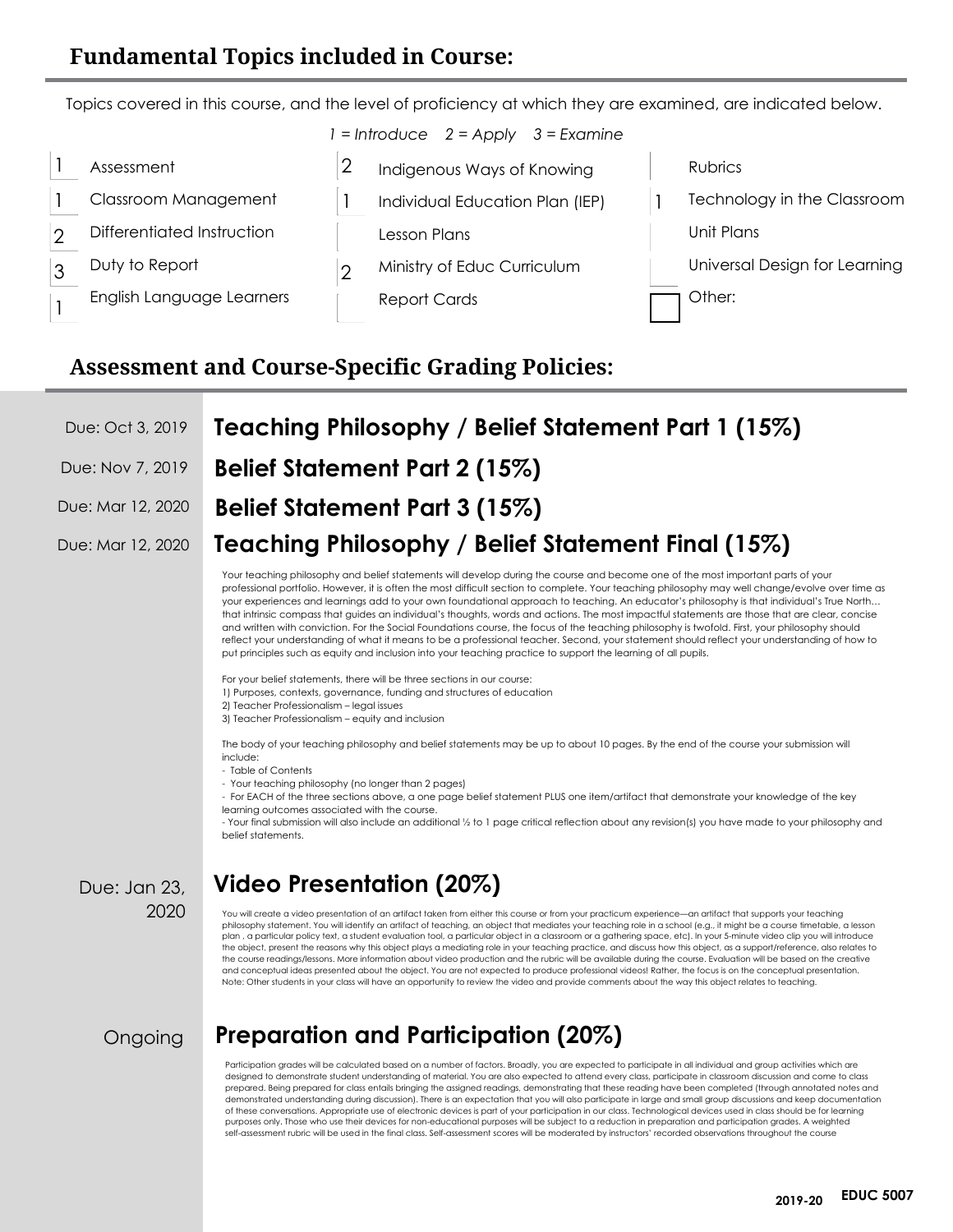## Fundamental Topics included in Course:

Topics covered in this course, and the level of proficiency at which they are examined, are indicated below.

*1 = Introduce 2 = Apply 3 = Examine*

| Level | Topic | Level | Topic | Level | Topic |
|---|---|---|---|---|---|
| 1 | Assessment | 2 | Indigenous Ways of Knowing | | Rubrics |
| 1 | Classroom Management | 1 | Individual Education Plan (IEP) | 1 | Technology in the Classroom |
| 2 | Differentiated Instruction | | Lesson Plans | | Unit Plans |
| 3 | Duty to Report | 2 | Ministry of Educ Curriculum | | Universal Design for Learning |
| 1 | English Language Learners | | Report Cards | | Other: |

## Assessment and Course-Specific Grading Policies:

Due: Oct 3, 2019

### Teaching Philosophy / Belief Statement Part 1 (15%)

Due: Nov 7, 2019

### Belief Statement Part 2 (15%)

Due: Mar 12, 2020

### Belief Statement Part 3 (15%)

Due: Mar 12, 2020

### Teaching Philosophy / Belief Statement Final (15%)

Your teaching philosophy and belief statements will develop during the course and become one of the most important parts of your professional portfolio. However, it is often the most difficult section to complete. Your teaching philosophy may well change/evolve over time as your experiences and learnings add to your own foundational approach to teaching. An educator's philosophy is that individual's True North… that intrinsic compass that guides an individual's thoughts, words and actions. The most impactful statements are those that are clear, concise and written with conviction. For the Social Foundations course, the focus of the teaching philosophy is twofold. First, your philosophy should reflect your understanding of what it means to be a professional teacher. Second, your statement should reflect your understanding of how to put principles such as equity and inclusion into your teaching practice to support the learning of all pupils.

For your belief statements, there will be three sections in our course:
1) Purposes, contexts, governance, funding and structures of education
2) Teacher Professionalism – legal issues
3) Teacher Professionalism – equity and inclusion

The body of your teaching philosophy and belief statements may be up to about 10 pages. By the end of the course your submission will include:
- Table of Contents
- Your teaching philosophy (no longer than 2 pages)
- For EACH of the three sections above, a one page belief statement PLUS one item/artifact that demonstrate your knowledge of the key learning outcomes associated with the course.
- Your final submission will also include an additional ½ to 1 page critical reflection about any revision(s) you have made to your philosophy and belief statements.

Due: Jan 23, 2020

### Video Presentation (20%)

You will create a video presentation of an artifact taken from either this course or from your practicum experience—an artifact that supports your teaching philosophy statement. You will identify an artifact of teaching, an object that mediates your teaching role in a school (e.g., it might be a course timetable, a lesson plan , a particular policy text, a student evaluation tool, a particular object in a classroom or a gathering space, etc). In your 5-minute video clip you will introduce the object, present the reasons why this object plays a mediating role in your teaching practice, and discuss how this object, as a support/reference, also relates to the course readings/lessons. More information about video production and the rubric will be available during the course. Evaluation will be based on the creative and conceptual ideas presented about the object. You are not expected to produce professional videos! Rather, the focus is on the conceptual presentation. Note: Other students in your class will have an opportunity to review the video and provide comments about the way this object relates to teaching.

Ongoing

### Preparation and Participation (20%)

Participation grades will be calculated based on a number of factors. Broadly, you are expected to participate in all individual and group activities which are designed to demonstrate student understanding of material. You are also expected to attend every class, participate in classroom discussion and come to class prepared. Being prepared for class entails bringing the assigned readings, demonstrating that these reading have been completed (through annotated notes and demonstrated understanding during discussion). There is an expectation that you will also participate in large and small group discussions and keep documentation of these conversations. Appropriate use of electronic devices is part of your participation in our class. Technological devices used in class should be for learning purposes only. Those who use their devices for non-educational purposes will be subject to a reduction in preparation and participation grades. A weighted self-assessment rubric will be used in the final class. Self-assessment scores will be moderated by instructors' recorded observations throughout the course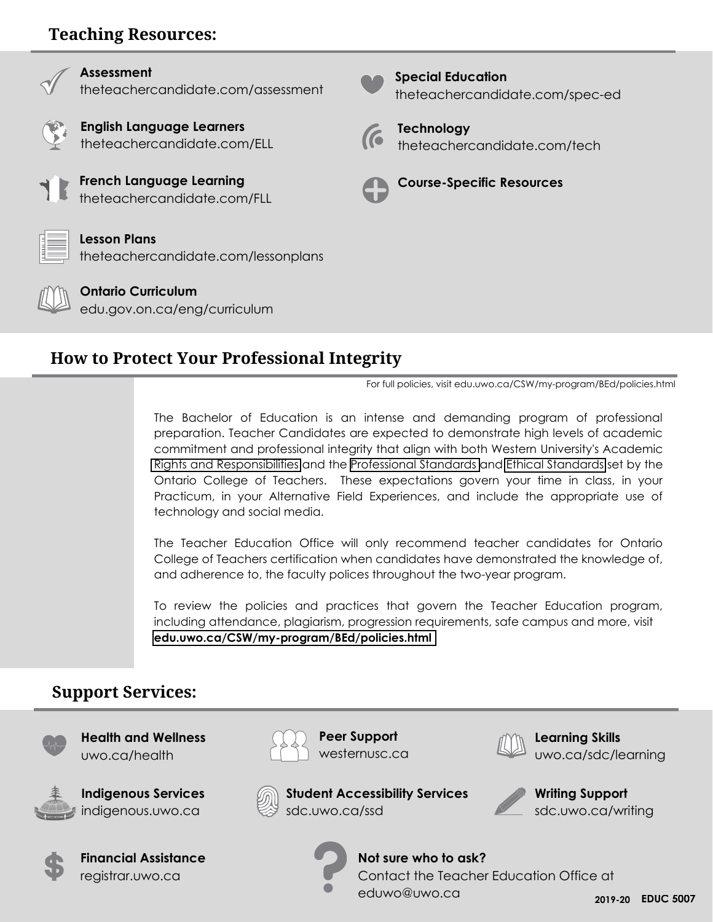## Teaching Resources:

**Assessment**
theteachercandidate.com/assessment

**English Language Learners**
theteachercandidate.com/ELL

**French Language Learning**
theteachercandidate.com/FLL

**Lesson Plans**
theteachercandidate.com/lessonplans

**Ontario Curriculum**
edu.gov.on.ca/eng/curriculum

**Special Education**
theteachercandidate.com/spec-ed

**Technology**
theteachercandidate.com/tech

**Course-Specific Resources**

## How to Protect Your Professional Integrity

For full policies, visit edu.uwo.ca/CSW/my-program/BEd/policies.html

The Bachelor of Education is an intense and demanding program of professional preparation. Teacher Candidates are expected to demonstrate high levels of academic commitment and professional integrity that align with both Western University's Academic Rights and Responsibilities and the Professional Standards and Ethical Standards set by the Ontario College of Teachers. These expectations govern your time in class, in your Practicum, in your Alternative Field Experiences, and include the appropriate use of technology and social media.

The Teacher Education Office will only recommend teacher candidates for Ontario College of Teachers certification when candidates have demonstrated the knowledge of, and adherence to, the faculty polices throughout the two-year program.

To review the policies and practices that govern the Teacher Education program, including attendance, plagiarism, progression requirements, safe campus and more, visit **edu.uwo.ca/CSW/my-program/BEd/policies.html**

## Support Services:

**Health and Wellness**
uwo.ca/health

**Peer Support**
westernusc.ca

**Learning Skills**
uwo.ca/sdc/learning

**Indigenous Services**
indigenous.uwo.ca

**Student Accessibility Services**
sdc.uwo.ca/ssd

**Writing Support**
sdc.uwo.ca/writing

**Financial Assistance**
registrar.uwo.ca

**Not sure who to ask?**
Contact the Teacher Education Office at eduwo@uwo.ca